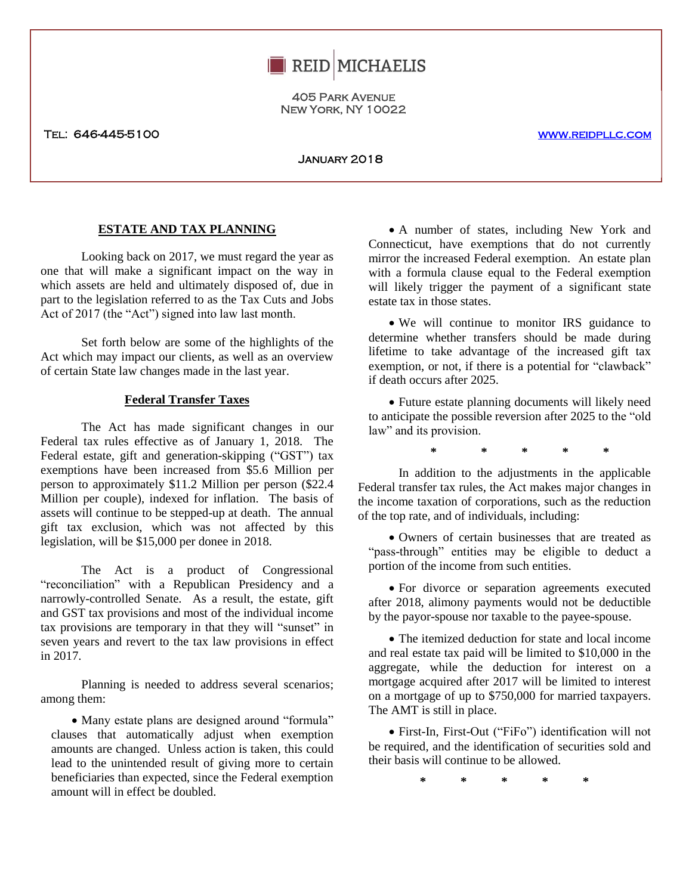REID | MICHAELIS

405 Park Avenue
New York, NY 10022

Tel: 646-445-5100

www.reidpllc.com

January 2018

## ESTATE AND TAX PLANNING

Looking back on 2017, we must regard the year as one that will make a significant impact on the way in which assets are held and ultimately disposed of, due in part to the legislation referred to as the Tax Cuts and Jobs Act of 2017 (the "Act") signed into law last month.

Set forth below are some of the highlights of the Act which may impact our clients, as well as an overview of certain State law changes made in the last year.

### Federal Transfer Taxes

The Act has made significant changes in our Federal tax rules effective as of January 1, 2018. The Federal estate, gift and generation-skipping ("GST") tax exemptions have been increased from $5.6 Million per person to approximately $11.2 Million per person ($22.4 Million per couple), indexed for inflation. The basis of assets will continue to be stepped-up at death. The annual gift tax exclusion, which was not affected by this legislation, will be $15,000 per donee in 2018.

The Act is a product of Congressional "reconciliation" with a Republican Presidency and a narrowly-controlled Senate. As a result, the estate, gift and GST tax provisions and most of the individual income tax provisions are temporary in that they will "sunset" in seven years and revert to the tax law provisions in effect in 2017.

Planning is needed to address several scenarios; among them:

- Many estate plans are designed around "formula" clauses that automatically adjust when exemption amounts are changed. Unless action is taken, this could lead to the unintended result of giving more to certain beneficiaries than expected, since the Federal exemption amount will in effect be doubled.
- A number of states, including New York and Connecticut, have exemptions that do not currently mirror the increased Federal exemption. An estate plan with a formula clause equal to the Federal exemption will likely trigger the payment of a significant state estate tax in those states.
- We will continue to monitor IRS guidance to determine whether transfers should be made during lifetime to take advantage of the increased gift tax exemption, or not, if there is a potential for "clawback" if death occurs after 2025.
- Future estate planning documents will likely need to anticipate the possible reversion after 2025 to the "old law" and its provision.

\*     \*     \*     \*     \*

In addition to the adjustments in the applicable Federal transfer tax rules, the Act makes major changes in the income taxation of corporations, such as the reduction of the top rate, and of individuals, including:

- Owners of certain businesses that are treated as "pass-through" entities may be eligible to deduct a portion of the income from such entities.
- For divorce or separation agreements executed after 2018, alimony payments would not be deductible by the payor-spouse nor taxable to the payee-spouse.
- The itemized deduction for state and local income and real estate tax paid will be limited to $10,000 in the aggregate, while the deduction for interest on a mortgage acquired after 2017 will be limited to interest on a mortgage of up to $750,000 for married taxpayers. The AMT is still in place.
- First-In, First-Out ("FiFo") identification will not be required, and the identification of securities sold and their basis will continue to be allowed.

\*     \*     \*     \*     \*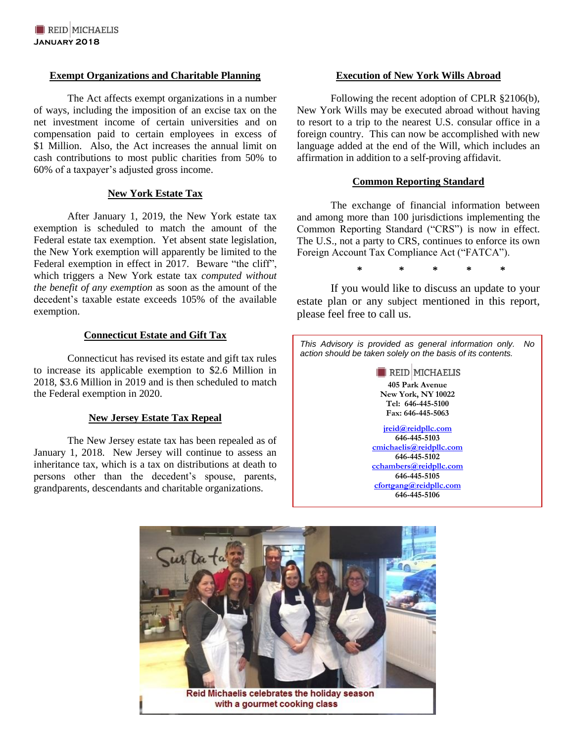## Exempt Organizations and Charitable Planning

The Act affects exempt organizations in a number of ways, including the imposition of an excise tax on the net investment income of certain universities and on compensation paid to certain employees in excess of $1 Million. Also, the Act increases the annual limit on cash contributions to most public charities from 50% to 60% of a taxpayer's adjusted gross income.

## New York Estate Tax

After January 1, 2019, the New York estate tax exemption is scheduled to match the amount of the Federal estate tax exemption. Yet absent state legislation, the New York exemption will apparently be limited to the Federal exemption in effect in 2017. Beware "the cliff", which triggers a New York estate tax *computed without the benefit of any exemption* as soon as the amount of the decedent's taxable estate exceeds 105% of the available exemption.

## Connecticut Estate and Gift Tax

Connecticut has revised its estate and gift tax rules to increase its applicable exemption to $2.6 Million in 2018, $3.6 Million in 2019 and is then scheduled to match the Federal exemption in 2020.

## New Jersey Estate Tax Repeal

The New Jersey estate tax has been repealed as of January 1, 2018. New Jersey will continue to assess an inheritance tax, which is a tax on distributions at death to persons other than the decedent's spouse, parents, grandparents, descendants and charitable organizations.

## Execution of New York Wills Abroad

Following the recent adoption of CPLR §2106(b), New York Wills may be executed abroad without having to resort to a trip to the nearest U.S. consular office in a foreign country. This can now be accomplished with new language added at the end of the Will, which includes an affirmation in addition to a self-proving affidavit.

## Common Reporting Standard

The exchange of financial information between and among more than 100 jurisdictions implementing the Common Reporting Standard ("CRS") is now in effect. The U.S., not a party to CRS, continues to enforce its own Foreign Account Tax Compliance Act ("FATCA").

\*　　\*　　\*　　\*　　\*

If you would like to discuss an update to your estate plan or any subject mentioned in this report, please feel free to call us.

*This Advisory is provided as general information only. No action should be taken solely on the basis of its contents.*

**REID MICHAELIS**
**405 Park Avenue**
**New York, NY 10022**
**Tel: 646-445-5100**
**Fax: 646-445-5063**

jreid@reidpllc.com
**646-445-5103**
cmichaelis@reidpllc.com
**646-445-5102**
cchambers@reidpllc.com
**646-445-5105**
cfortgang@reidpllc.com
**646-445-5106**

Reid Michaelis celebrates the holiday season with a gourmet cooking class